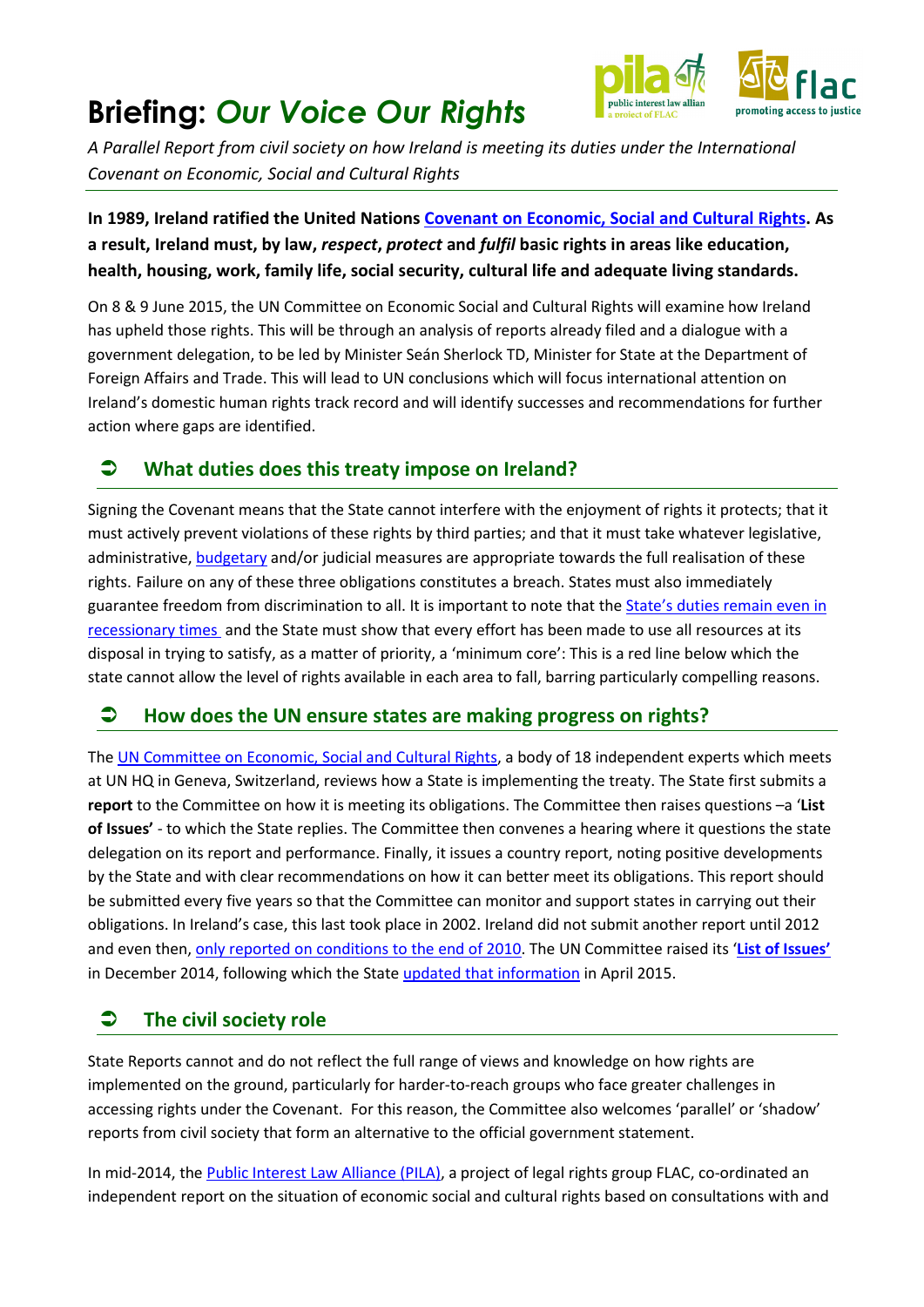# Briefing: *Our Voice Our Rights*

*A Parallel Report from civil society on how Ireland is meeting its duties under the International Covenant on Economic, Social and Cultural Rights*

**In 1989, Ireland ratified the United Nations Covenant on Economic, Social and Cultural Rights. As a result, Ireland must, by law, *respect*, *protect* and *fulfil* basic rights in areas like education, health, housing, work, family life, social security, cultural life and adequate living standards.**

On 8 & 9 June 2015, the UN Committee on Economic Social and Cultural Rights will examine how Ireland has upheld those rights. This will be through an analysis of reports already filed and a dialogue with a government delegation, to be led by Minister Seán Sherlock TD, Minister for State at the Department of Foreign Affairs and Trade. This will lead to UN conclusions which will focus international attention on Ireland's domestic human rights track record and will identify successes and recommendations for further action where gaps are identified.

## ➲ What duties does this treaty impose on Ireland?

Signing the Covenant means that the State cannot interfere with the enjoyment of rights it protects; that it must actively prevent violations of these rights by third parties; and that it must take whatever legislative, administrative, budgetary and/or judicial measures are appropriate towards the full realisation of these rights. Failure on any of these three obligations constitutes a breach. States must also immediately guarantee freedom from discrimination to all. It is important to note that the State's duties remain even in recessionary times and the State must show that every effort has been made to use all resources at its disposal in trying to satisfy, as a matter of priority, a 'minimum core': This is a red line below which the state cannot allow the level of rights available in each area to fall, barring particularly compelling reasons.

## ➲ How does the UN ensure states are making progress on rights?

The UN Committee on Economic, Social and Cultural Rights, a body of 18 independent experts which meets at UN HQ in Geneva, Switzerland, reviews how a State is implementing the treaty. The State first submits a **report** to the Committee on how it is meeting its obligations. The Committee then raises questions –a '**List of Issues'** - to which the State replies. The Committee then convenes a hearing where it questions the state delegation on its report and performance. Finally, it issues a country report, noting positive developments by the State and with clear recommendations on how it can better meet its obligations. This report should be submitted every five years so that the Committee can monitor and support states in carrying out their obligations. In Ireland's case, this last took place in 2002. Ireland did not submit another report until 2012 and even then, only reported on conditions to the end of 2010. The UN Committee raised its '**List of Issues'** in December 2014, following which the State updated that information in April 2015.

## ➲ The civil society role

State Reports cannot and do not reflect the full range of views and knowledge on how rights are implemented on the ground, particularly for harder-to-reach groups who face greater challenges in accessing rights under the Covenant. For this reason, the Committee also welcomes 'parallel' or 'shadow' reports from civil society that form an alternative to the official government statement.

In mid-2014, the Public Interest Law Alliance (PILA), a project of legal rights group FLAC, co-ordinated an independent report on the situation of economic social and cultural rights based on consultations with and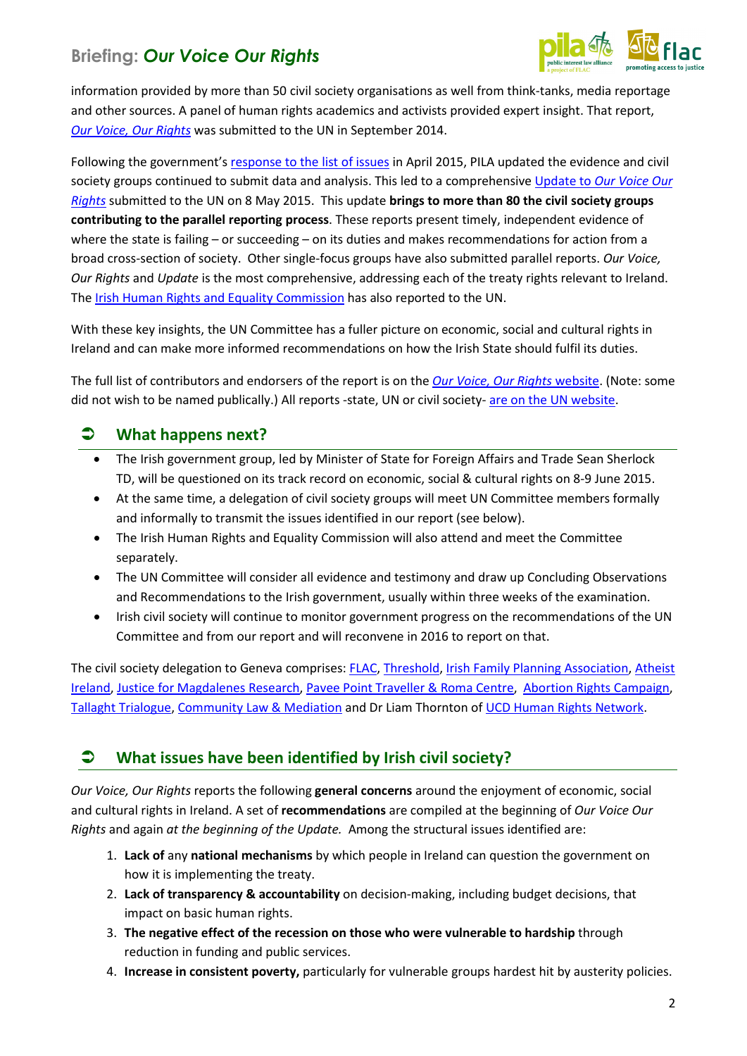information provided by more than 50 civil society organisations as well from think-tanks, media reportage and other sources. A panel of human rights academics and activists provided expert insight. That report, *Our Voice, Our Rights* was submitted to the UN in September 2014.

Following the government's response to the list of issues in April 2015, PILA updated the evidence and civil society groups continued to submit data and analysis. This led to a comprehensive Update to *Our Voice Our Rights* submitted to the UN on 8 May 2015. This update **brings to more than 80 the civil society groups contributing to the parallel reporting process**. These reports present timely, independent evidence of where the state is failing – or succeeding – on its duties and makes recommendations for action from a broad cross-section of society. Other single-focus groups have also submitted parallel reports. *Our Voice, Our Rights* and *Update* is the most comprehensive, addressing each of the treaty rights relevant to Ireland. The Irish Human Rights and Equality Commission has also reported to the UN.

With these key insights, the UN Committee has a fuller picture on economic, social and cultural rights in Ireland and can make more informed recommendations on how the Irish State should fulfil its duties.

The full list of contributors and endorsers of the report is on the *Our Voice, Our Rights* website. (Note: some did not wish to be named publically.) All reports -state, UN or civil society- are on the UN website.

## What happens next?

- The Irish government group, led by Minister of State for Foreign Affairs and Trade Sean Sherlock TD, will be questioned on its track record on economic, social & cultural rights on 8-9 June 2015.
- At the same time, a delegation of civil society groups will meet UN Committee members formally and informally to transmit the issues identified in our report (see below).
- The Irish Human Rights and Equality Commission will also attend and meet the Committee separately.
- The UN Committee will consider all evidence and testimony and draw up Concluding Observations and Recommendations to the Irish government, usually within three weeks of the examination.
- Irish civil society will continue to monitor government progress on the recommendations of the UN Committee and from our report and will reconvene in 2016 to report on that.

The civil society delegation to Geneva comprises: FLAC, Threshold, Irish Family Planning Association, Atheist Ireland, Justice for Magdalenes Research, Pavee Point Traveller & Roma Centre, Abortion Rights Campaign, Tallaght Trialogue, Community Law & Mediation and Dr Liam Thornton of UCD Human Rights Network.

## What issues have been identified by Irish civil society?

*Our Voice, Our Rights* reports the following **general concerns** around the enjoyment of economic, social and cultural rights in Ireland. A set of **recommendations** are compiled at the beginning of *Our Voice Our Rights* and again *at the beginning of the Update.* Among the structural issues identified are:

1. **Lack of** any **national mechanisms** by which people in Ireland can question the government on how it is implementing the treaty.
2. **Lack of transparency & accountability** on decision-making, including budget decisions, that impact on basic human rights.
3. **The negative effect of the recession on those who were vulnerable to hardship** through reduction in funding and public services.
4. **Increase in consistent poverty,** particularly for vulnerable groups hardest hit by austerity policies.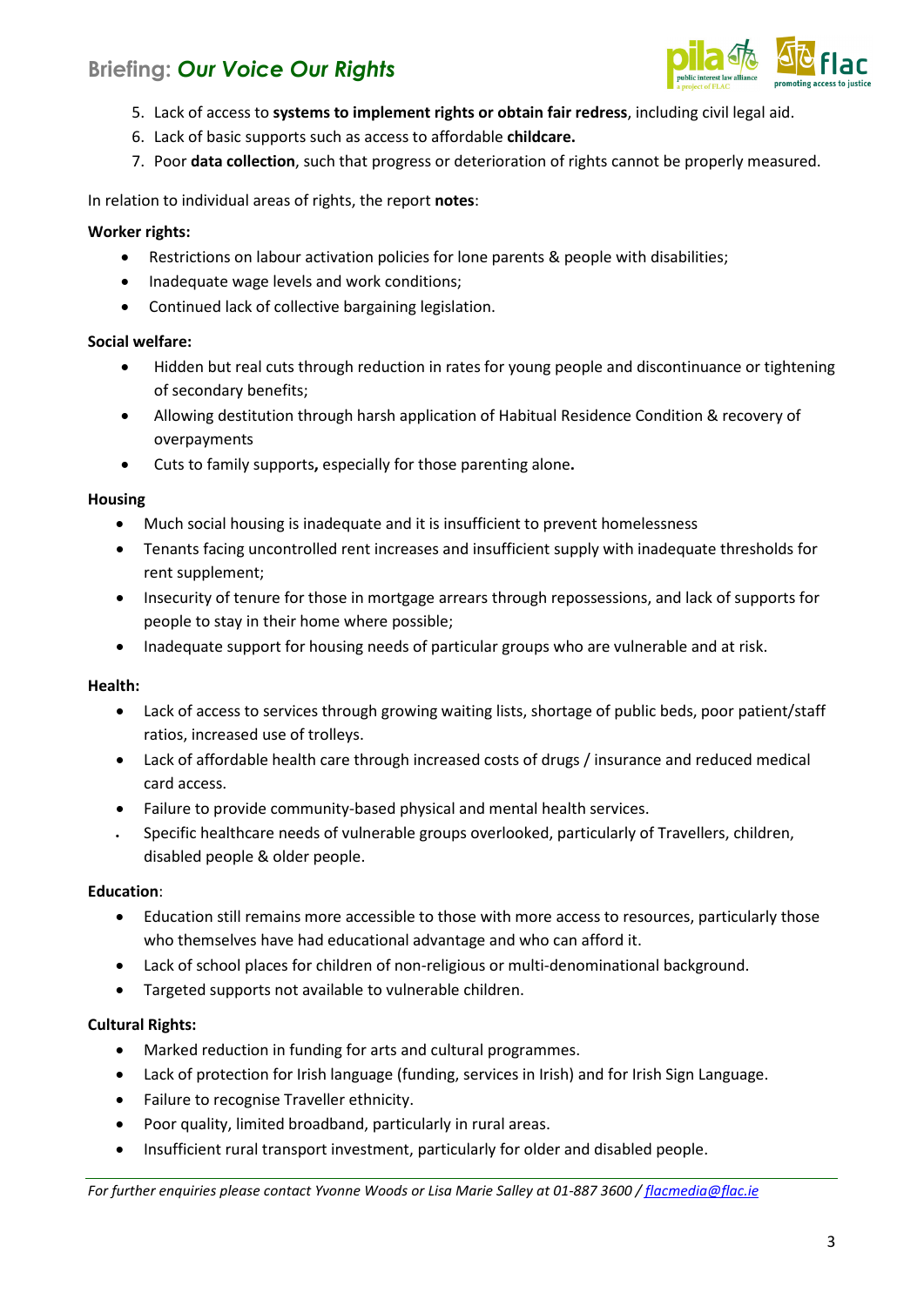5. Lack of access to **systems to implement rights or obtain fair redress**, including civil legal aid.
6. Lack of basic supports such as access to affordable **childcare.**
7. Poor **data collection**, such that progress or deterioration of rights cannot be properly measured.

In relation to individual areas of rights, the report **notes**:

**Worker rights:**

- Restrictions on labour activation policies for lone parents & people with disabilities;
- Inadequate wage levels and work conditions;
- Continued lack of collective bargaining legislation.

**Social welfare:**

- Hidden but real cuts through reduction in rates for young people and discontinuance or tightening of secondary benefits;
- Allowing destitution through harsh application of Habitual Residence Condition & recovery of overpayments
- Cuts to family supports**,** especially for those parenting alone**.**

**Housing**

- Much social housing is inadequate and it is insufficient to prevent homelessness
- Tenants facing uncontrolled rent increases and insufficient supply with inadequate thresholds for rent supplement;
- Insecurity of tenure for those in mortgage arrears through repossessions, and lack of supports for people to stay in their home where possible;
- Inadequate support for housing needs of particular groups who are vulnerable and at risk.

**Health:**

- Lack of access to services through growing waiting lists, shortage of public beds, poor patient/staff ratios, increased use of trolleys.
- Lack of affordable health care through increased costs of drugs / insurance and reduced medical card access.
- Failure to provide community-based physical and mental health services.
- Specific healthcare needs of vulnerable groups overlooked, particularly of Travellers, children, disabled people & older people.

**Education**:

- Education still remains more accessible to those with more access to resources, particularly those who themselves have had educational advantage and who can afford it.
- Lack of school places for children of non-religious or multi-denominational background.
- Targeted supports not available to vulnerable children.

**Cultural Rights:**

- Marked reduction in funding for arts and cultural programmes.
- Lack of protection for Irish language (funding, services in Irish) and for Irish Sign Language.
- Failure to recognise Traveller ethnicity.
- Poor quality, limited broadband, particularly in rural areas.
- Insufficient rural transport investment, particularly for older and disabled people.

*For further enquiries please contact Yvonne Woods or Lisa Marie Salley at 01-887 3600 / flacmedia@flac.ie*